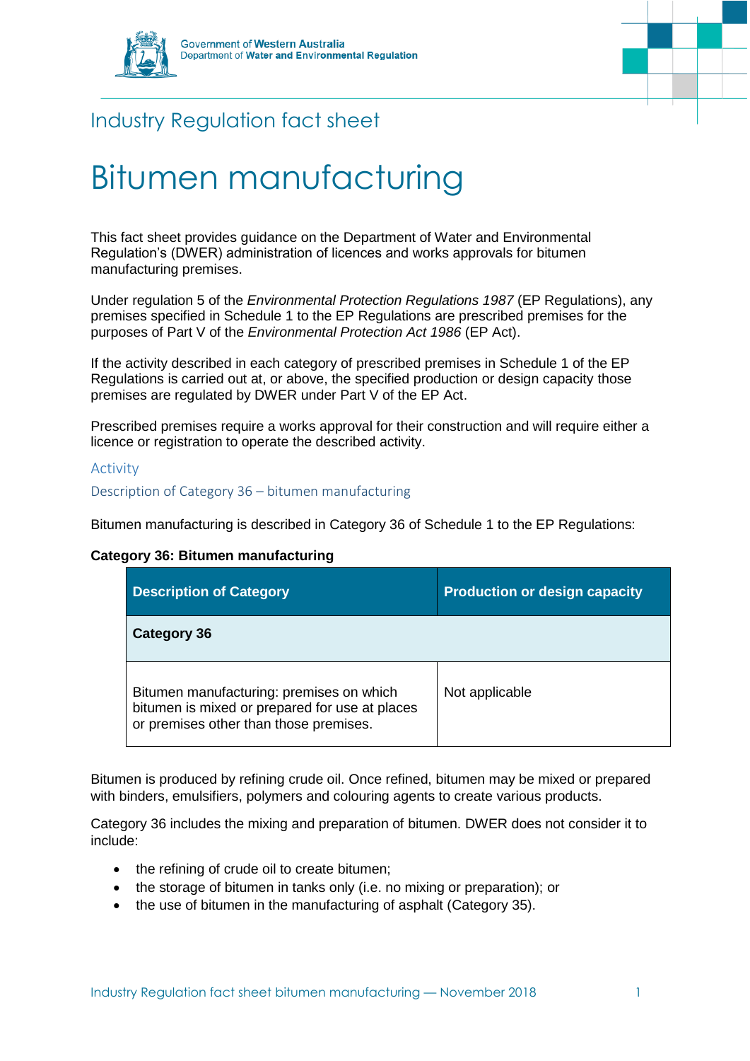Government of Western Australia
Department of Water and Environmental Regulation

Industry Regulation fact sheet

# Bitumen manufacturing

This fact sheet provides guidance on the Department of Water and Environmental Regulation's (DWER) administration of licences and works approvals for bitumen manufacturing premises.

Under regulation 5 of the *Environmental Protection Regulations 1987* (EP Regulations), any premises specified in Schedule 1 to the EP Regulations are prescribed premises for the purposes of Part V of the *Environmental Protection Act 1986* (EP Act).

If the activity described in each category of prescribed premises in Schedule 1 of the EP Regulations is carried out at, or above, the specified production or design capacity those premises are regulated by DWER under Part V of the EP Act.

Prescribed premises require a works approval for their construction and will require either a licence or registration to operate the described activity.

## Activity

### Description of Category 36 – bitumen manufacturing

Bitumen manufacturing is described in Category 36 of Schedule 1 to the EP Regulations:

**Category 36: Bitumen manufacturing**

| Description of Category | Production or design capacity |
|---|---|
| **Category 36** | |
| Bitumen manufacturing: premises on which bitumen is mixed or prepared for use at places or premises other than those premises. | Not applicable |

Bitumen is produced by refining crude oil. Once refined, bitumen may be mixed or prepared with binders, emulsifiers, polymers and colouring agents to create various products.

Category 36 includes the mixing and preparation of bitumen. DWER does not consider it to include:

- the refining of crude oil to create bitumen;
- the storage of bitumen in tanks only (i.e. no mixing or preparation); or
- the use of bitumen in the manufacturing of asphalt (Category 35).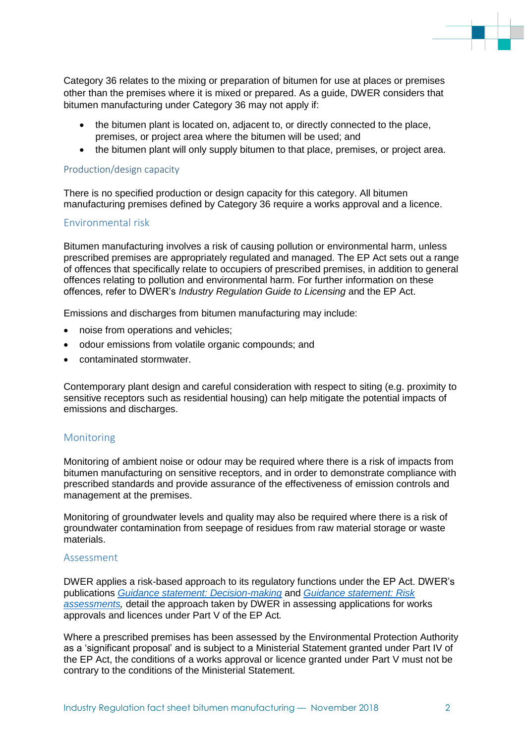Category 36 relates to the mixing or preparation of bitumen for use at places or premises other than the premises where it is mixed or prepared. As a guide, DWER considers that bitumen manufacturing under Category 36 may not apply if:

- the bitumen plant is located on, adjacent to, or directly connected to the place, premises, or project area where the bitumen will be used; and
- the bitumen plant will only supply bitumen to that place, premises, or project area.

### Production/design capacity

There is no specified production or design capacity for this category. All bitumen manufacturing premises defined by Category 36 require a works approval and a licence.

## Environmental risk

Bitumen manufacturing involves a risk of causing pollution or environmental harm, unless prescribed premises are appropriately regulated and managed. The EP Act sets out a range of offences that specifically relate to occupiers of prescribed premises, in addition to general offences relating to pollution and environmental harm. For further information on these offences, refer to DWER's *Industry Regulation Guide to Licensing* and the EP Act.

Emissions and discharges from bitumen manufacturing may include:

- noise from operations and vehicles;
- odour emissions from volatile organic compounds; and
- contaminated stormwater.

Contemporary plant design and careful consideration with respect to siting (e.g. proximity to sensitive receptors such as residential housing) can help mitigate the potential impacts of emissions and discharges.

## Monitoring

Monitoring of ambient noise or odour may be required where there is a risk of impacts from bitumen manufacturing on sensitive receptors, and in order to demonstrate compliance with prescribed standards and provide assurance of the effectiveness of emission controls and management at the premises.

Monitoring of groundwater levels and quality may also be required where there is a risk of groundwater contamination from seepage of residues from raw material storage or waste materials.

## Assessment

DWER applies a risk-based approach to its regulatory functions under the EP Act. DWER's publications *Guidance statement: Decision-making* and *Guidance statement: Risk assessments*, detail the approach taken by DWER in assessing applications for works approvals and licences under Part V of the EP Act.

Where a prescribed premises has been assessed by the Environmental Protection Authority as a 'significant proposal' and is subject to a Ministerial Statement granted under Part IV of the EP Act, the conditions of a works approval or licence granted under Part V must not be contrary to the conditions of the Ministerial Statement.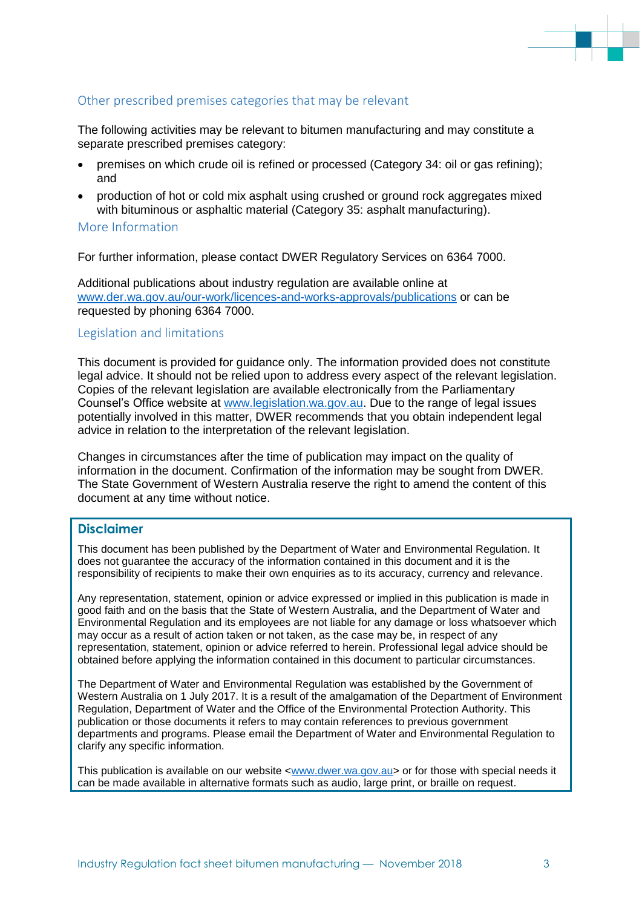## Other prescribed premises categories that may be relevant

The following activities may be relevant to bitumen manufacturing and may constitute a separate prescribed premises category:

- premises on which crude oil is refined or processed (Category 34: oil or gas refining); and
- production of hot or cold mix asphalt using crushed or ground rock aggregates mixed with bituminous or asphaltic material (Category 35: asphalt manufacturing).

## More Information

For further information, please contact DWER Regulatory Services on 6364 7000.

Additional publications about industry regulation are available online at [www.der.wa.gov.au/our-work/licences-and-works-approvals/publications](www.der.wa.gov.au/our-work/licences-and-works-approvals/publications) or can be requested by phoning 6364 7000.

## Legislation and limitations

This document is provided for guidance only. The information provided does not constitute legal advice. It should not be relied upon to address every aspect of the relevant legislation. Copies of the relevant legislation are available electronically from the Parliamentary Counsel's Office website at [www.legislation.wa.gov.au](www.legislation.wa.gov.au). Due to the range of legal issues potentially involved in this matter, DWER recommends that you obtain independent legal advice in relation to the interpretation of the relevant legislation.

Changes in circumstances after the time of publication may impact on the quality of information in the document. Confirmation of the information may be sought from DWER. The State Government of Western Australia reserve the right to amend the content of this document at any time without notice.

### Disclaimer

This document has been published by the Department of Water and Environmental Regulation. It does not guarantee the accuracy of the information contained in this document and it is the responsibility of recipients to make their own enquiries as to its accuracy, currency and relevance.

Any representation, statement, opinion or advice expressed or implied in this publication is made in good faith and on the basis that the State of Western Australia, and the Department of Water and Environmental Regulation and its employees are not liable for any damage or loss whatsoever which may occur as a result of action taken or not taken, as the case may be, in respect of any representation, statement, opinion or advice referred to herein. Professional legal advice should be obtained before applying the information contained in this document to particular circumstances.

The Department of Water and Environmental Regulation was established by the Government of Western Australia on 1 July 2017. It is a result of the amalgamation of the Department of Environment Regulation, Department of Water and the Office of the Environmental Protection Authority. This publication or those documents it refers to may contain references to previous government departments and programs. Please email the Department of Water and Environmental Regulation to clarify any specific information.

This publication is available on our website <[www.dwer.wa.gov.au](www.dwer.wa.gov.au)> or for those with special needs it can be made available in alternative formats such as audio, large print, or braille on request.